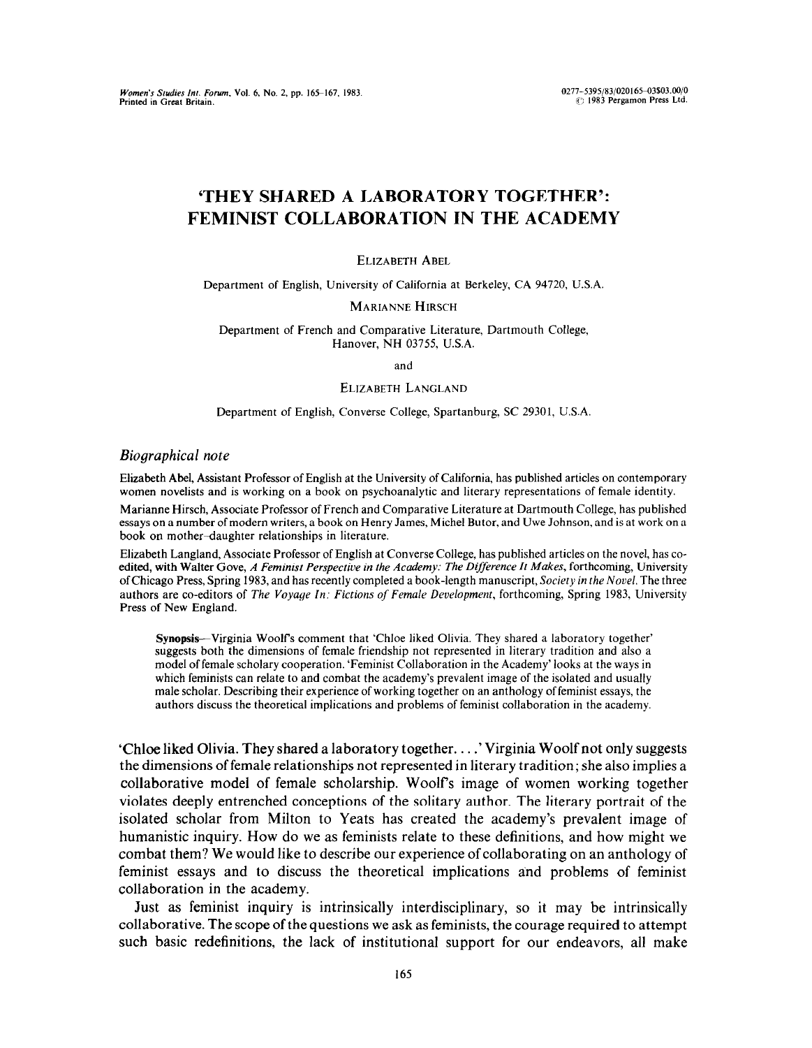# 'THEY SHARED A LABORATORY TOGETHER': FEMINIST COLLABORATION IN THE ACADEMY

ELIZABETH ABEL

Department of English, University of California at Berkeley, CA 94720, U.S.A.

MARIANNE HIRSCH

Department of French and Comparative Literature, Dartmouth College, Hanover, NH 03755, U.S.A.

and

ELIZABETH LANGLAND

Department of English, Converse College, Spartanburg, SC 29301, U.S.A.

## *Biographical note*

Elizabeth Abel, Assistant Professor of English at the University of California, has published articles on contemporary women novelists and is working on a book on psychoanalytic and literary representations of female identity.

Marianne Hirsch, Associate Professor of French and Comparative Literature at Dartmouth College, has published essays on a number of modern writers, a book on Henry James, Michel Butor, and Uwe Johnson, and is at work on a book on mother–daughter relationships in literature.

Elizabeth Langland, Associate Professor of English at Converse College, has published articles on the novel, has co-edited, with Walter Gove, *A Feminist Perspective in the Academy: The Difference It Makes*, forthcoming, University of Chicago Press, Spring 1983, and has recently completed a book-length manuscript, *Society in the Novel*. The three authors are co-editors of *The Voyage In: Fictions of Female Development*, forthcoming, Spring 1983, University Press of New England.

> **Synopsis**—Virginia Woolf's comment that 'Chloe liked Olivia. They shared a laboratory together' suggests both the dimensions of female friendship not represented in literary tradition and also a model of female scholarly cooperation. 'Feminist Collaboration in the Academy' looks at the ways in which feminists can relate to and combat the academy's prevalent image of the isolated and usually male scholar. Describing their experience of working together on an anthology of feminist essays, the authors discuss the theoretical implications and problems of feminist collaboration in the academy.

'Chloe liked Olivia. They shared a laboratory together. . . .' Virginia Woolf not only suggests the dimensions of female relationships not represented in literary tradition; she also implies a collaborative model of female scholarship. Woolf's image of women working together violates deeply entrenched conceptions of the solitary author. The literary portrait of the isolated scholar from Milton to Yeats has created the academy's prevalent image of humanistic inquiry. How do we as feminists relate to these definitions, and how might we combat them? We would like to describe our experience of collaborating on an anthology of feminist essays and to discuss the theoretical implications and problems of feminist collaboration in the academy.

Just as feminist inquiry is intrinsically interdisciplinary, so it may be intrinsically collaborative. The scope of the questions we ask as feminists, the courage required to attempt such basic redefinitions, the lack of institutional support for our endeavors, all make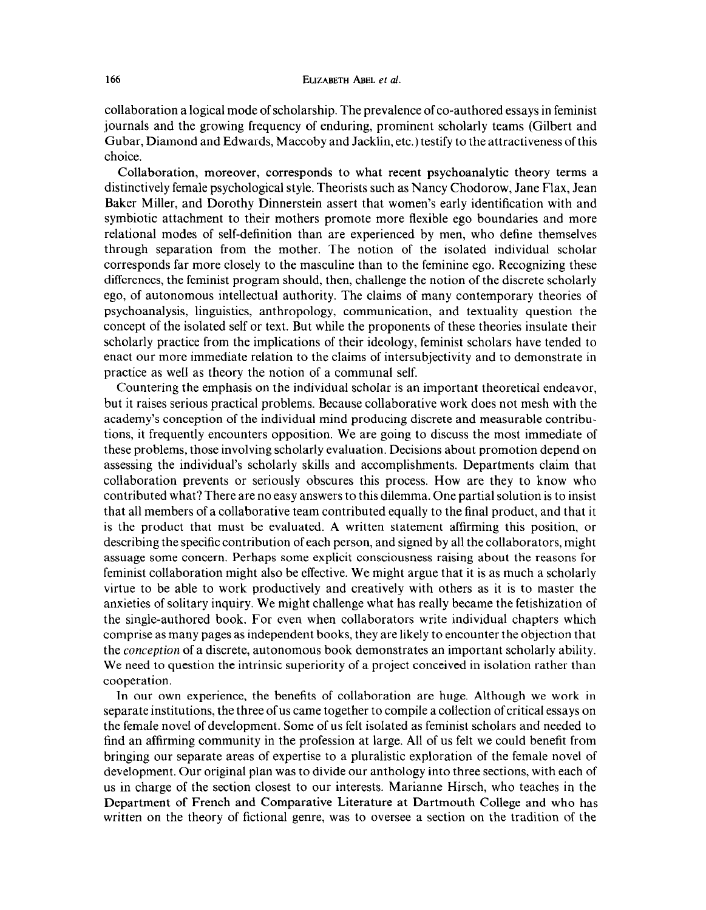collaboration a logical mode of scholarship. The prevalence of co-authored essays in feminist journals and the growing frequency of enduring, prominent scholarly teams (Gilbert and Gubar, Diamond and Edwards, Maccoby and Jacklin, etc.) testify to the attractiveness of this choice.

Collaboration, moreover, corresponds to what recent psychoanalytic theory terms a distinctively female psychological style. Theorists such as Nancy Chodorow, Jane Flax, Jean Baker Miller, and Dorothy Dinnerstein assert that women's early identification with and symbiotic attachment to their mothers promote more flexible ego boundaries and more relational modes of self-definition than are experienced by men, who define themselves through separation from the mother. The notion of the isolated individual scholar corresponds far more closely to the masculine than to the feminine ego. Recognizing these differences, the feminist program should, then, challenge the notion of the discrete scholarly ego, of autonomous intellectual authority. The claims of many contemporary theories of psychoanalysis, linguistics, anthropology, communication, and textuality question the concept of the isolated self or text. But while the proponents of these theories insulate their scholarly practice from the implications of their ideology, feminist scholars have tended to enact our more immediate relation to the claims of intersubjectivity and to demonstrate in practice as well as theory the notion of a communal self.

Countering the emphasis on the individual scholar is an important theoretical endeavor, but it raises serious practical problems. Because collaborative work does not mesh with the academy's conception of the individual mind producing discrete and measurable contributions, it frequently encounters opposition. We are going to discuss the most immediate of these problems, those involving scholarly evaluation. Decisions about promotion depend on assessing the individual's scholarly skills and accomplishments. Departments claim that collaboration prevents or seriously obscures this process. How are they to know who contributed what? There are no easy answers to this dilemma. One partial solution is to insist that all members of a collaborative team contributed equally to the final product, and that it is the product that must be evaluated. A written statement affirming this position, or describing the specific contribution of each person, and signed by all the collaborators, might assuage some concern. Perhaps some explicit consciousness raising about the reasons for feminist collaboration might also be effective. We might argue that it is as much a scholarly virtue to be able to work productively and creatively with others as it is to master the anxieties of solitary inquiry. We might challenge what has really became the fetishization of the single-authored book. For even when collaborators write individual chapters which comprise as many pages as independent books, they are likely to encounter the objection that the *conception* of a discrete, autonomous book demonstrates an important scholarly ability. We need to question the intrinsic superiority of a project conceived in isolation rather than cooperation.

In our own experience, the benefits of collaboration are huge. Although we work in separate institutions, the three of us came together to compile a collection of critical essays on the female novel of development. Some of us felt isolated as feminist scholars and needed to find an affirming community in the profession at large. All of us felt we could benefit from bringing our separate areas of expertise to a pluralistic exploration of the female novel of development. Our original plan was to divide our anthology into three sections, with each of us in charge of the section closest to our interests. Marianne Hirsch, who teaches in the Department of French and Comparative Literature at Dartmouth College and who has written on the theory of fictional genre, was to oversee a section on the tradition of the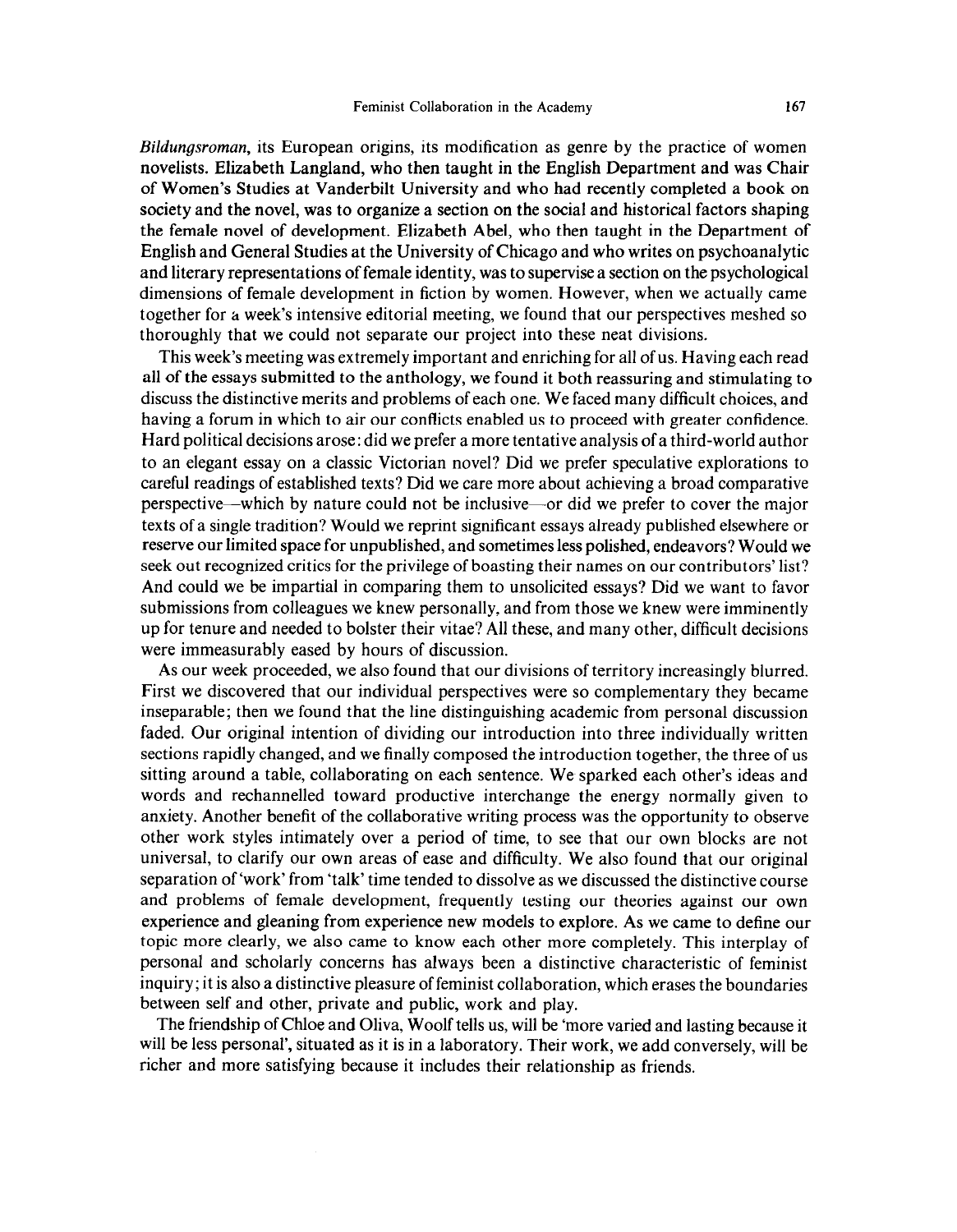*Bildungsroman*, its European origins, its modification as genre by the practice of women novelists. Elizabeth Langland, who then taught in the English Department and was Chair of Women's Studies at Vanderbilt University and who had recently completed a book on society and the novel, was to organize a section on the social and historical factors shaping the female novel of development. Elizabeth Abel, who then taught in the Department of English and General Studies at the University of Chicago and who writes on psychoanalytic and literary representations of female identity, was to supervise a section on the psychological dimensions of female development in fiction by women. However, when we actually came together for a week's intensive editorial meeting, we found that our perspectives meshed so thoroughly that we could not separate our project into these neat divisions.

This week's meeting was extremely important and enriching for all of us. Having each read all of the essays submitted to the anthology, we found it both reassuring and stimulating to discuss the distinctive merits and problems of each one. We faced many difficult choices, and having a forum in which to air our conflicts enabled us to proceed with greater confidence. Hard political decisions arose: did we prefer a more tentative analysis of a third-world author to an elegant essay on a classic Victorian novel? Did we prefer speculative explorations to careful readings of established texts? Did we care more about achieving a broad comparative perspective—which by nature could not be inclusive—or did we prefer to cover the major texts of a single tradition? Would we reprint significant essays already published elsewhere or reserve our limited space for unpublished, and sometimes less polished, endeavors? Would we seek out recognized critics for the privilege of boasting their names on our contributors' list? And could we be impartial in comparing them to unsolicited essays? Did we want to favor submissions from colleagues we knew personally, and from those we knew were imminently up for tenure and needed to bolster their vitae? All these, and many other, difficult decisions were immeasurably eased by hours of discussion.

As our week proceeded, we also found that our divisions of territory increasingly blurred. First we discovered that our individual perspectives were so complementary they became inseparable; then we found that the line distinguishing academic from personal discussion faded. Our original intention of dividing our introduction into three individually written sections rapidly changed, and we finally composed the introduction together, the three of us sitting around a table, collaborating on each sentence. We sparked each other's ideas and words and rechannelled toward productive interchange the energy normally given to anxiety. Another benefit of the collaborative writing process was the opportunity to observe other work styles intimately over a period of time, to see that our own blocks are not universal, to clarify our own areas of ease and difficulty. We also found that our original separation of 'work' from 'talk' time tended to dissolve as we discussed the distinctive course and problems of female development, frequently testing our theories against our own experience and gleaning from experience new models to explore. As we came to define our topic more clearly, we also came to know each other more completely. This interplay of personal and scholarly concerns has always been a distinctive characteristic of feminist inquiry; it is also a distinctive pleasure of feminist collaboration, which erases the boundaries between self and other, private and public, work and play.

The friendship of Chloe and Oliva, Woolf tells us, will be 'more varied and lasting because it will be less personal', situated as it is in a laboratory. Their work, we add conversely, will be richer and more satisfying because it includes their relationship as friends.